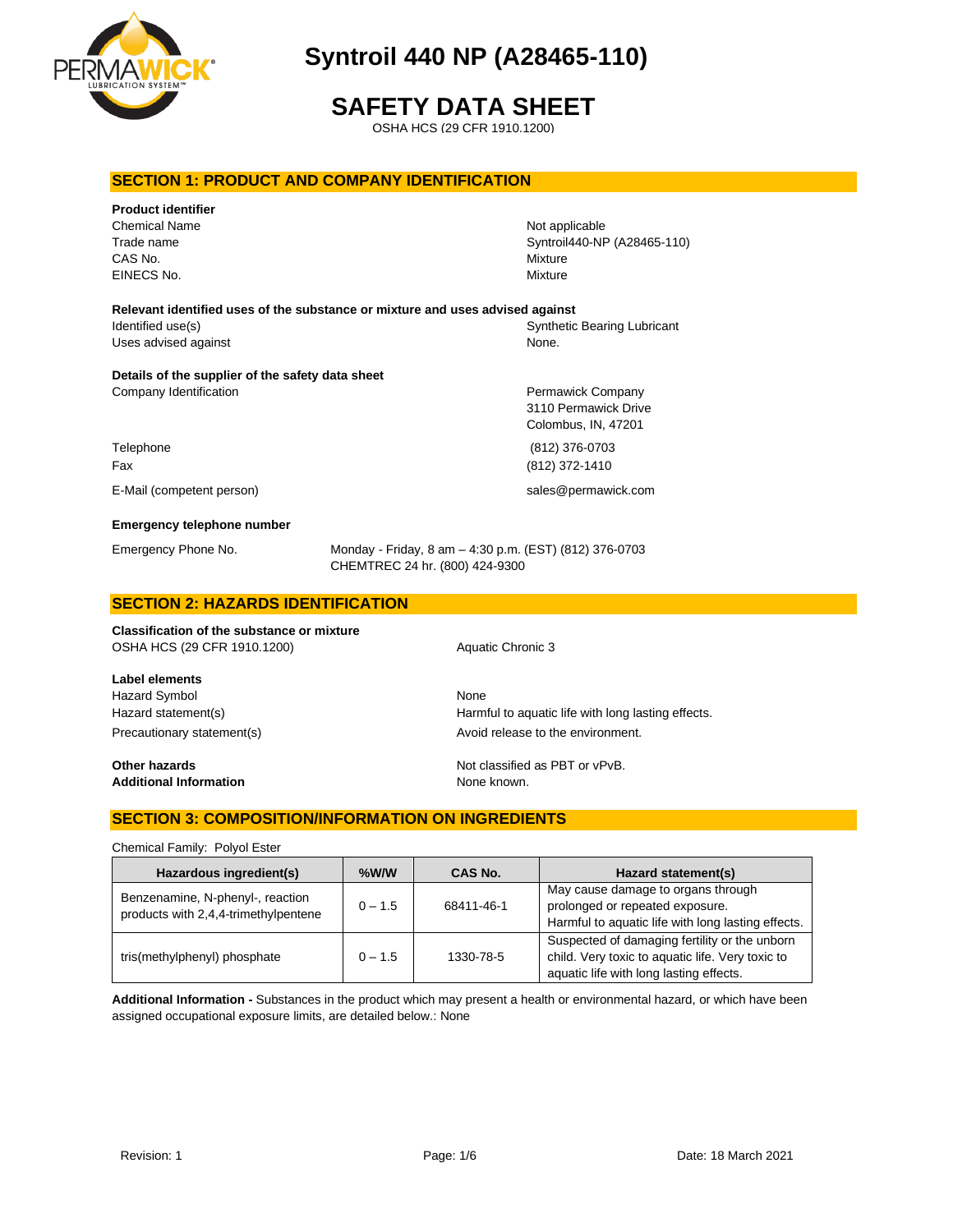# Syntroil 440 NP (A28465-110)

# SAFETY DATA SHEET

OSHA HCS (29 CFR 1910.1200)

## SECTION 1: PRODUCT AND COMPANY IDENTIFICATION

**Product identifier**

| | |
|---|---|
| Chemical Name | Not applicable |
| Trade name | Syntroil440-NP (A28465-110) |
| CAS No. | Mixture |
| EINECS No. | Mixture |

**Relevant identified uses of the substance or mixture and uses advised against**

| | |
|---|---|
| Identified use(s) | Synthetic Bearing Lubricant |
| Uses advised against | None. |

**Details of the supplier of the safety data sheet**

| | |
|---|---|
| Company Identification | Permawick Company<br>3110 Permawick Drive<br>Colombus, IN, 47201 |
| Telephone | (812) 376-0703 |
| Fax | (812) 372-1410 |
| E-Mail (competent person) | sales@permawick.com |

**Emergency telephone number**

| | |
|---|---|
| Emergency Phone No. | Monday - Friday, 8 am – 4:30 p.m. (EST) (812) 376-0703<br>CHEMTREC 24 hr. (800) 424-9300 |

## SECTION 2: HAZARDS IDENTIFICATION

**Classification of the substance or mixture**

| | |
|---|---|
| OSHA HCS (29 CFR 1910.1200) | Aquatic Chronic 3 |

**Label elements**

| | |
|---|---|
| Hazard Symbol | None |
| Hazard statement(s) | Harmful to aquatic life with long lasting effects. |
| Precautionary statement(s) | Avoid release to the environment. |

| | |
|---|---|
| **Other hazards** | Not classified as PBT or vPvB. |
| **Additional Information** | None known. |

## SECTION 3: COMPOSITION/INFORMATION ON INGREDIENTS

Chemical Family: Polyol Ester

| Hazardous ingredient(s) | %W/W | CAS No. | Hazard statement(s) |
|---|---|---|---|
| Benzenamine, N-phenyl-, reaction products with 2,4,4-trimethylpentene | 0 – 1.5 | 68411-46-1 | May cause damage to organs through prolonged or repeated exposure. Harmful to aquatic life with long lasting effects. |
| tris(methylphenyl) phosphate | 0 – 1.5 | 1330-78-5 | Suspected of damaging fertility or the unborn child. Very toxic to aquatic life. Very toxic to aquatic life with long lasting effects. |

**Additional Information -** Substances in the product which may present a health or environmental hazard, or which have been assigned occupational exposure limits, are detailed below.: None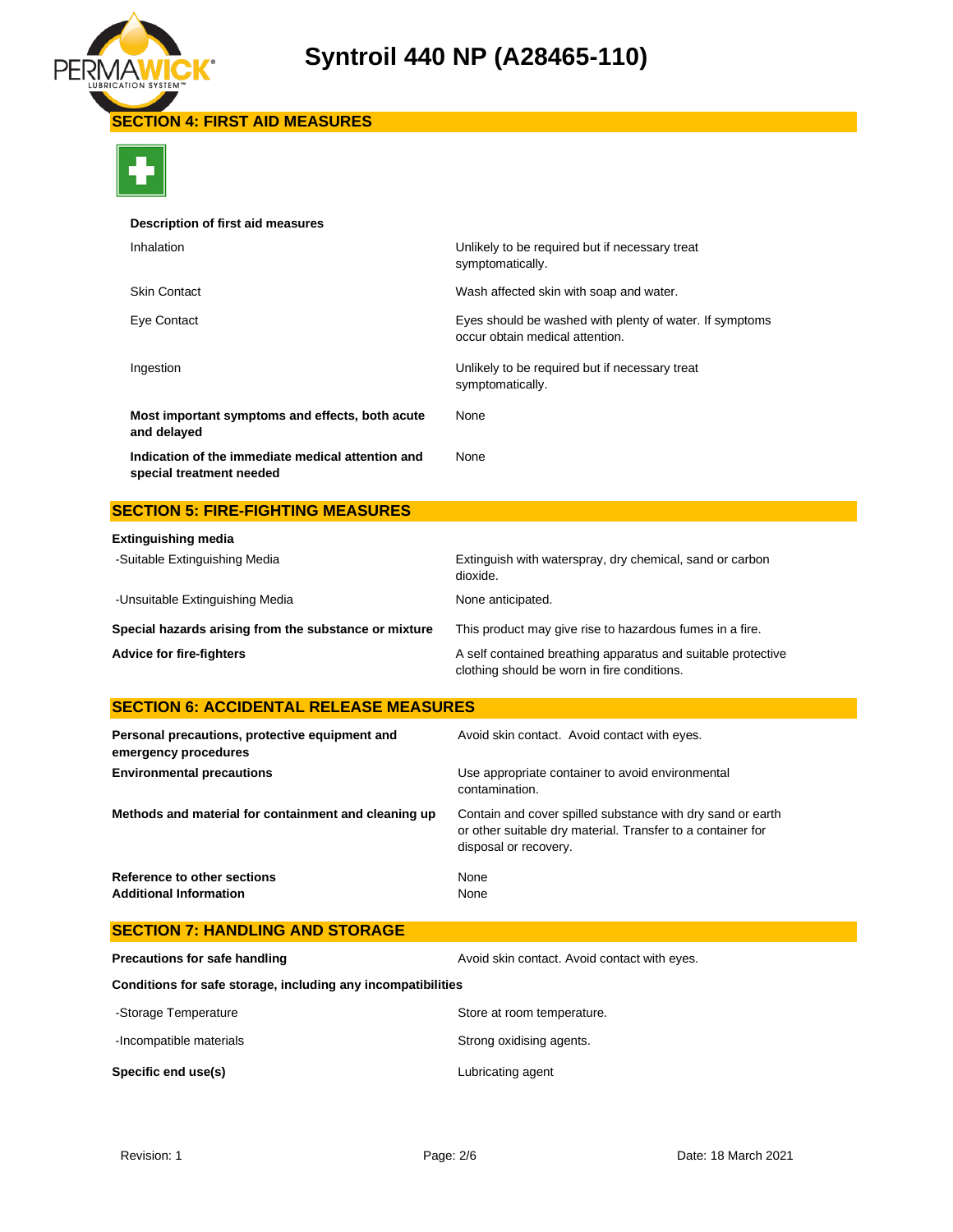# Syntroil 440 NP (A28465-110)

## SECTION 4: FIRST AID MEASURES

**Description of first aid measures**

| | |
|---|---|
| Inhalation | Unlikely to be required but if necessary treat symptomatically. |
| Skin Contact | Wash affected skin with soap and water. |
| Eye Contact | Eyes should be washed with plenty of water. If symptoms occur obtain medical attention. |
| Ingestion | Unlikely to be required but if necessary treat symptomatically. |
| **Most important symptoms and effects, both acute and delayed** | None |
| **Indication of the immediate medical attention and special treatment needed** | None |

## SECTION 5: FIRE-FIGHTING MEASURES

**Extinguishing media**

| | |
|---|---|
| -Suitable Extinguishing Media | Extinguish with waterspray, dry chemical, sand or carbon dioxide. |
| -Unsuitable Extinguishing Media | None anticipated. |
| **Special hazards arising from the substance or mixture** | This product may give rise to hazardous fumes in a fire. |
| **Advice for fire-fighters** | A self contained breathing apparatus and suitable protective clothing should be worn in fire conditions. |

## SECTION 6: ACCIDENTAL RELEASE MEASURES

| | |
|---|---|
| **Personal precautions, protective equipment and emergency procedures** | Avoid skin contact. Avoid contact with eyes. |
| **Environmental precautions** | Use appropriate container to avoid environmental contamination. |
| **Methods and material for containment and cleaning up** | Contain and cover spilled substance with dry sand or earth or other suitable dry material. Transfer to a container for disposal or recovery. |
| **Reference to other sections** | None |
| **Additional Information** | None |

## SECTION 7: HANDLING AND STORAGE

| | |
|---|---|
| **Precautions for safe handling** | Avoid skin contact. Avoid contact with eyes. |

**Conditions for safe storage, including any incompatibilities**

| | |
|---|---|
| -Storage Temperature | Store at room temperature. |
| -Incompatible materials | Strong oxidising agents. |
| **Specific end use(s)** | Lubricating agent |

Revision: 1    Date: 18 March 2021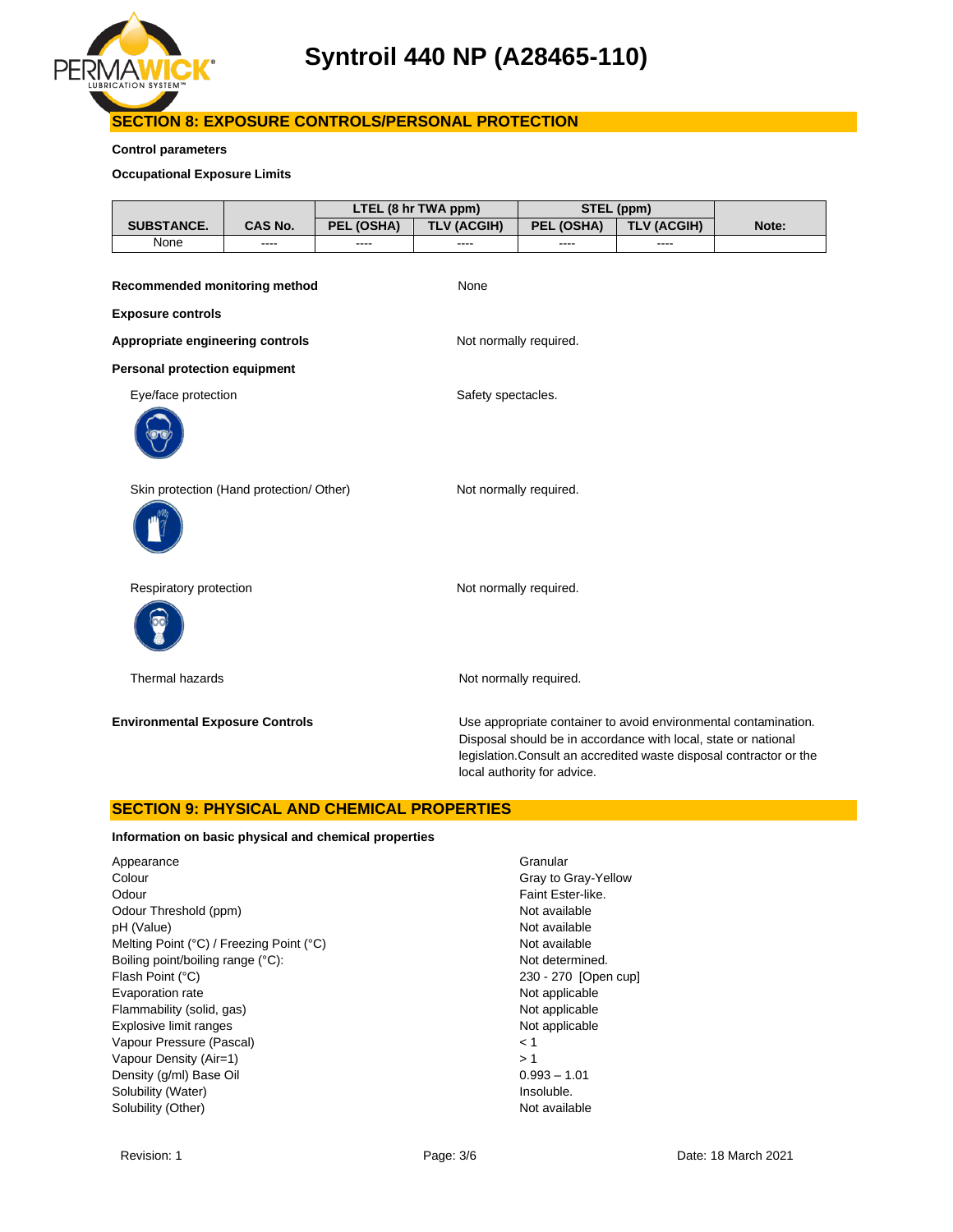## SECTION 8: EXPOSURE CONTROLS/PERSONAL PROTECTION

**Control parameters**

**Occupational Exposure Limits**

| SUBSTANCE. | CAS No. | LTEL (8 hr TWA ppm) | | STEL (ppm) | | Note: |
|---|---|---|---|---|---|---|
| | | PEL (OSHA) | TLV (ACGIH) | PEL (OSHA) | TLV (ACGIH) | |
| None | ---- | ---- | ---- | ---- | ---- | |

**Recommended monitoring method** None

**Exposure controls**

**Appropriate engineering controls** Not normally required.

**Personal protection equipment**

Eye/face protection Safety spectacles.

Skin protection (Hand protection/ Other) Not normally required.

Respiratory protection Not normally required.

Thermal hazards Not normally required.

**Environmental Exposure Controls** Use appropriate container to avoid environmental contamination. Disposal should be in accordance with local, state or national legislation.Consult an accredited waste disposal contractor or the local authority for advice.

## SECTION 9: PHYSICAL AND CHEMICAL PROPERTIES

**Information on basic physical and chemical properties**

| | |
|---|---|
| Appearance | Granular |
| Colour | Gray to Gray-Yellow |
| Odour | Faint Ester-like. |
| Odour Threshold (ppm) | Not available |
| pH (Value) | Not available |
| Melting Point (°C) / Freezing Point (°C) | Not available |
| Boiling point/boiling range (°C): | Not determined. |
| Flash Point (°C) | 230 - 270 [Open cup] |
| Evaporation rate | Not applicable |
| Flammability (solid, gas) | Not applicable |
| Explosive limit ranges | Not applicable |
| Vapour Pressure (Pascal) | < 1 |
| Vapour Density (Air=1) | > 1 |
| Density (g/ml) Base Oil | 0.993 – 1.01 |
| Solubility (Water) | Insoluble. |
| Solubility (Other) | Not available |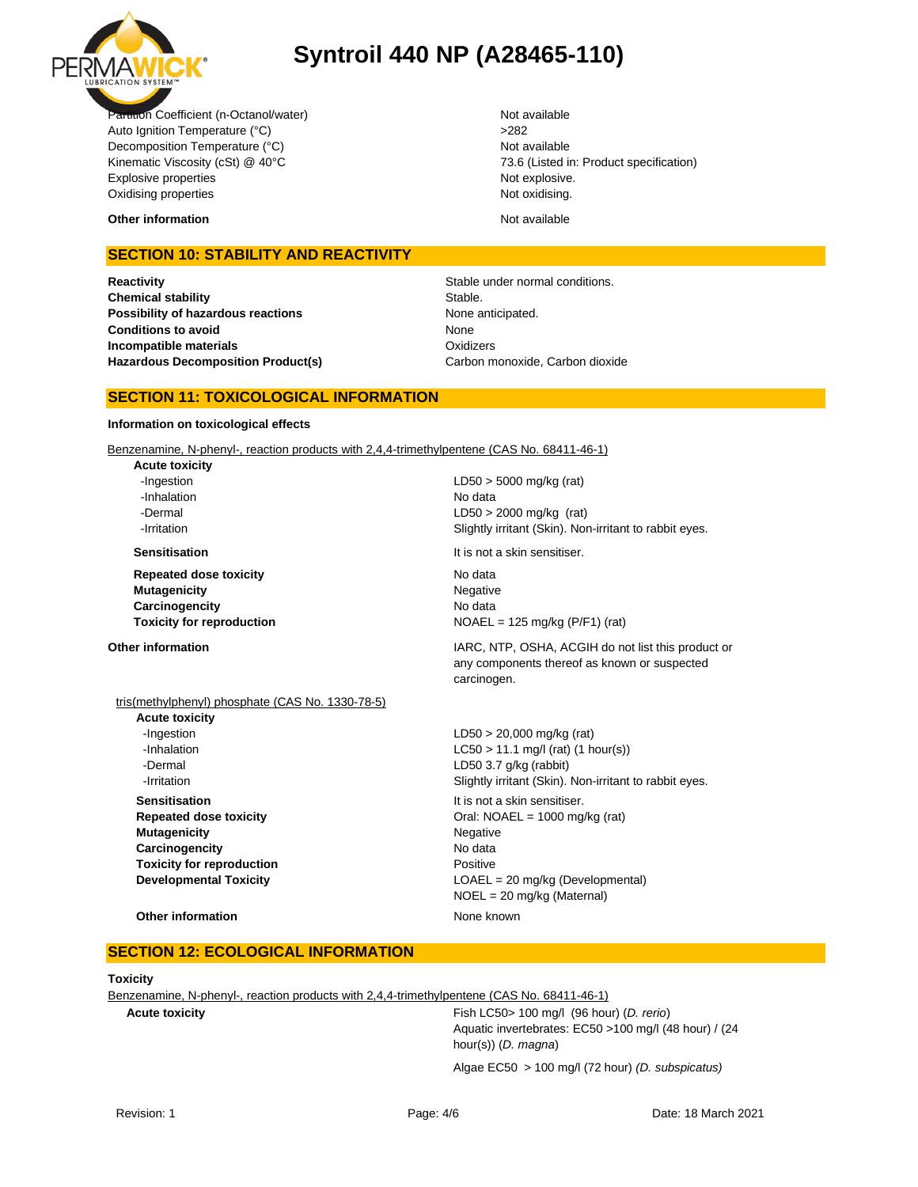| | |
|---|---|
| Partition Coefficient (n-Octanol/water) | Not available |
| Auto Ignition Temperature (°C) | >282 |
| Decomposition Temperature (°C) | Not available |
| Kinematic Viscosity (cSt) @ 40°C | 73.6 (Listed in: Product specification) |
| Explosive properties | Not explosive. |
| Oxidising properties | Not oxidising. |
| **Other information** | Not available |

## SECTION 10: STABILITY AND REACTIVITY

| | |
|---|---|
| **Reactivity** | Stable under normal conditions. |
| **Chemical stability** | Stable. |
| **Possibility of hazardous reactions** | None anticipated. |
| **Conditions to avoid** | None |
| **Incompatible materials** | Oxidizers |
| **Hazardous Decomposition Product(s)** | Carbon monoxide, Carbon dioxide |

## SECTION 11: TOXICOLOGICAL INFORMATION

**Information on toxicological effects**

Benzenamine, N-phenyl-, reaction products with 2,4,4-trimethylpentene (CAS No. 68411-46-1)

| | |
|---|---|
| **Acute toxicity** | |
| -Ingestion | LD50 > 5000 mg/kg (rat) |
| -Inhalation | No data |
| -Dermal | LD50 > 2000 mg/kg (rat) |
| -Irritation | Slightly irritant (Skin). Non-irritant to rabbit eyes. |
| **Sensitisation** | It is not a skin sensitiser. |
| **Repeated dose toxicity** | No data |
| **Mutagenicity** | Negative |
| **Carcinogencity** | No data |
| **Toxicity for reproduction** | NOAEL = 125 mg/kg (P/F1) (rat) |
| **Other information** | IARC, NTP, OSHA, ACGIH do not list this product or any components thereof as known or suspected carcinogen. |

tris(methylphenyl) phosphate (CAS No. 1330-78-5)

| | |
|---|---|
| **Acute toxicity** | |
| -Ingestion | LD50 > 20,000 mg/kg (rat) |
| -Inhalation | LC50 > 11.1 mg/l (rat) (1 hour(s)) |
| -Dermal | LD50 3.7 g/kg (rabbit) |
| -Irritation | Slightly irritant (Skin). Non-irritant to rabbit eyes. |
| **Sensitisation** | It is not a skin sensitiser. |
| **Repeated dose toxicity** | Oral: NOAEL = 1000 mg/kg (rat) |
| **Mutagenicity** | Negative |
| **Carcinogencity** | No data |
| **Toxicity for reproduction** | Positive |
| **Developmental Toxicity** | LOAEL = 20 mg/kg (Developmental)<br>NOEL = 20 mg/kg (Maternal) |
| **Other information** | None known |

## SECTION 12: ECOLOGICAL INFORMATION

**Toxicity**

Benzenamine, N-phenyl-, reaction products with 2,4,4-trimethylpentene (CAS No. 68411-46-1)

| | |
|---|---|
| **Acute toxicity** | Fish LC50> 100 mg/l (96 hour) (*D. rerio*)<br>Aquatic invertebrates: EC50 >100 mg/l (48 hour) / (24 hour(s)) (*D. magna*)<br>Algae EC50 > 100 mg/l (72 hour) *(D. subspicatus)* |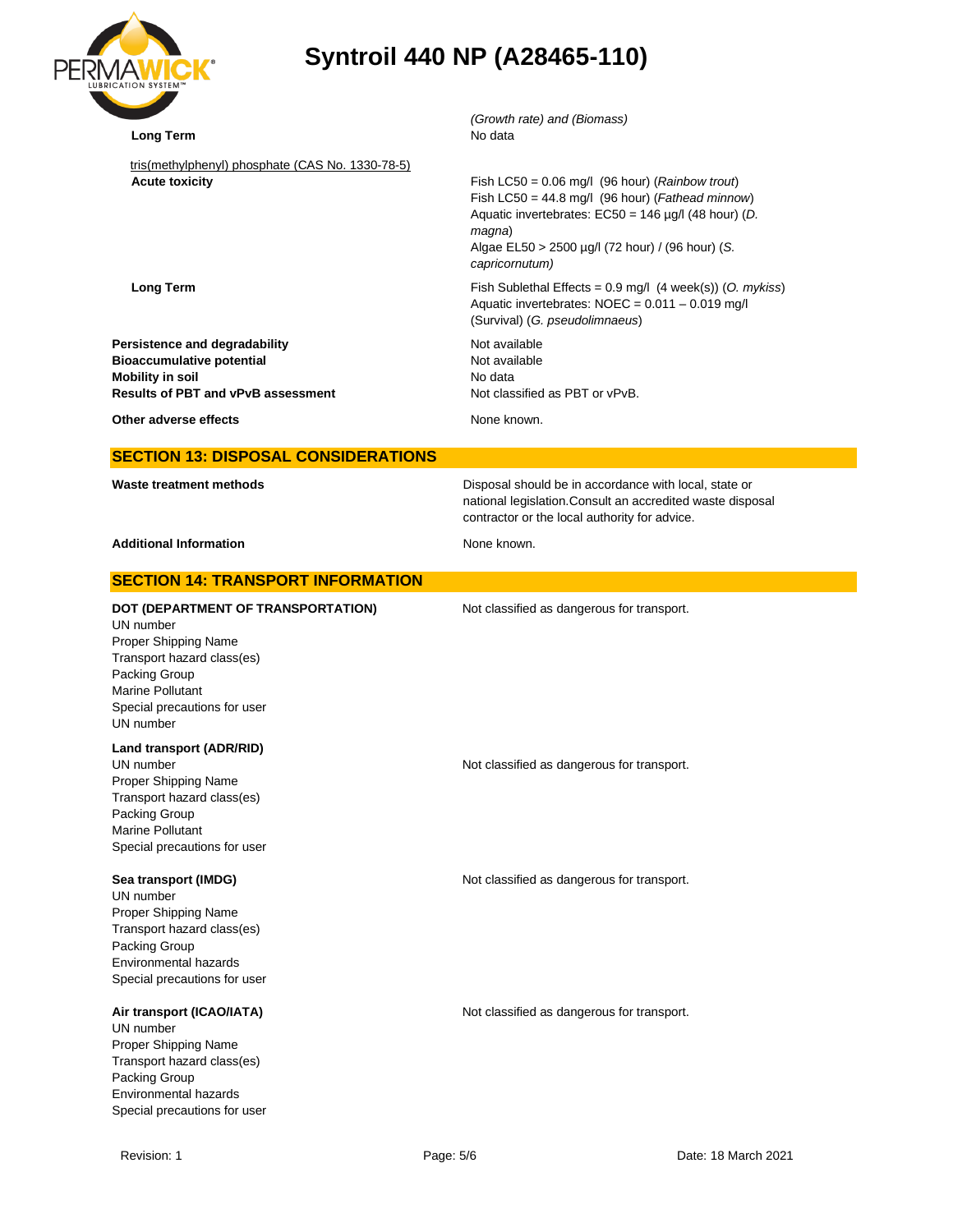| | |
|---|---|
| | *(Growth rate) and (Biomass)* |
| **Long Term** | No data |

tris(methylphenyl) phosphate (CAS No. 1330-78-5)

| | |
|---|---|
| **Acute toxicity** | Fish LC50 = 0.06 mg/l (96 hour) (*Rainbow trout*)<br>Fish LC50 = 44.8 mg/l (96 hour) (*Fathead minnow*)<br>Aquatic invertebrates: EC50 = 146 µg/l (48 hour) (*D. magna*)<br>Algae EL50 > 2500 µg/l (72 hour) / (96 hour) (*S. capricornutum)* |
| **Long Term** | Fish Sublethal Effects = 0.9 mg/l (4 week(s)) (*O. mykiss*)<br>Aquatic invertebrates: NOEC = 0.011 – 0.019 mg/l (Survival) (*G. pseudolimnaeus*) |

| | |
|---|---|
| **Persistence and degradability** | Not available |
| **Bioaccumulative potential** | Not available |
| **Mobility in soil** | No data |
| **Results of PBT and vPvB assessment** | Not classified as PBT or vPvB. |
| **Other adverse effects** | None known. |

## SECTION 13: DISPOSAL CONSIDERATIONS

| | |
|---|---|
| **Waste treatment methods** | Disposal should be in accordance with local, state or national legislation.Consult an accredited waste disposal contractor or the local authority for advice. |
| **Additional Information** | None known. |

## SECTION 14: TRANSPORT INFORMATION

**DOT (DEPARTMENT OF TRANSPORTATION)** — Not classified as dangerous for transport.

UN number
Proper Shipping Name
Transport hazard class(es)
Packing Group
Marine Pollutant
Special precautions for user
UN number

**Land transport (ADR/RID)** — Not classified as dangerous for transport.

UN number
Proper Shipping Name
Transport hazard class(es)
Packing Group
Marine Pollutant
Special precautions for user

**Sea transport (IMDG)** — Not classified as dangerous for transport.

UN number
Proper Shipping Name
Transport hazard class(es)
Packing Group
Environmental hazards
Special precautions for user

**Air transport (ICAO/IATA)** — Not classified as dangerous for transport.

UN number
Proper Shipping Name
Transport hazard class(es)
Packing Group
Environmental hazards
Special precautions for user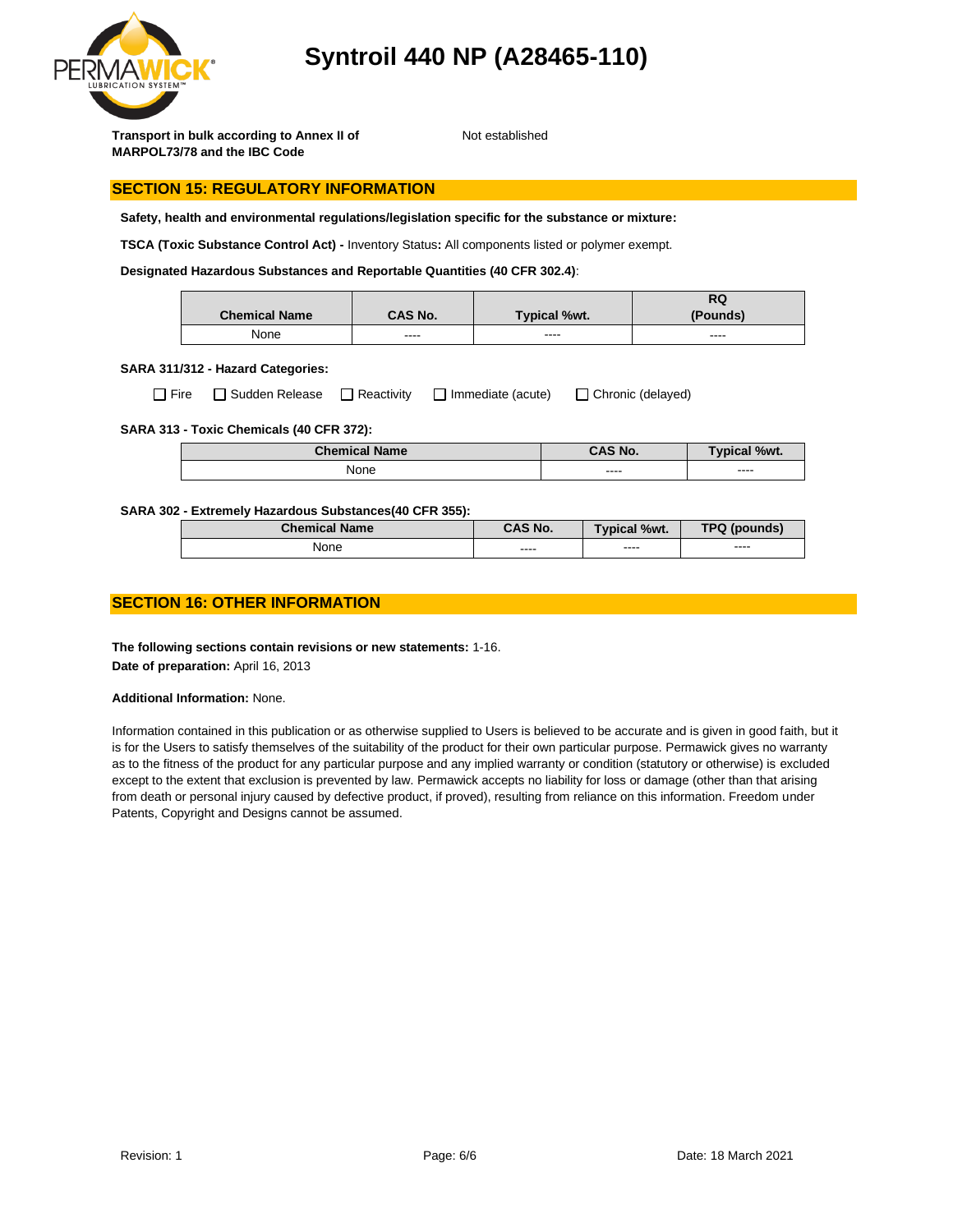| | |
|---|---|
| **Transport in bulk according to Annex II of MARPOL73/78 and the IBC Code** | Not established |

## SECTION 15: REGULATORY INFORMATION

**Safety, health and environmental regulations/legislation specific for the substance or mixture:**

**TSCA (Toxic Substance Control Act) -** Inventory Status**:** All components listed or polymer exempt.

**Designated Hazardous Substances and Reportable Quantities (40 CFR 302.4)**:

| Chemical Name | CAS No. | Typical %wt. | RQ (Pounds) |
|---|---|---|---|
| None | ---- | ---- | ---- |

**SARA 311/312 - Hazard Categories:**

☐ Fire ☐ Sudden Release ☐ Reactivity ☐ Immediate (acute) ☐ Chronic (delayed)

**SARA 313 - Toxic Chemicals (40 CFR 372):**

| Chemical Name | CAS No. | Typical %wt. |
|---|---|---|
| None | ---- | ---- |

**SARA 302 - Extremely Hazardous Substances(40 CFR 355):**

| Chemical Name | CAS No. | Typical %wt. | TPQ (pounds) |
|---|---|---|---|
| None | ---- | ---- | ---- |

## SECTION 16: OTHER INFORMATION

**The following sections contain revisions or new statements:** 1-16.
**Date of preparation:** April 16, 2013

**Additional Information:** None.

Information contained in this publication or as otherwise supplied to Users is believed to be accurate and is given in good faith, but it is for the Users to satisfy themselves of the suitability of the product for their own particular purpose. Permawick gives no warranty as to the fitness of the product for any particular purpose and any implied warranty or condition (statutory or otherwise) is excluded except to the extent that exclusion is prevented by law. Permawick accepts no liability for loss or damage (other than that arising from death or personal injury caused by defective product, if proved), resulting from reliance on this information. Freedom under Patents, Copyright and Designs cannot be assumed.